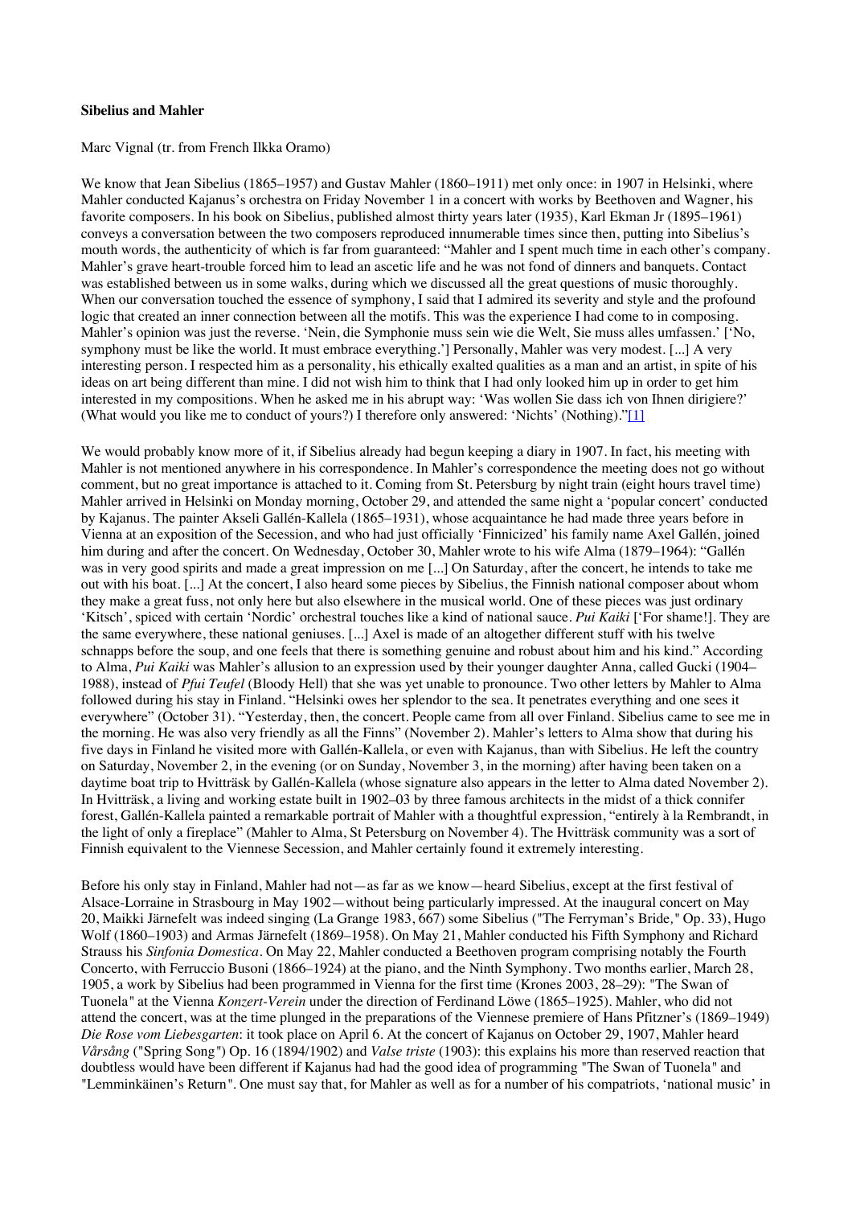**Sibelius and Mahler**

Marc Vignal (tr. from French Ilkka Oramo)

We know that Jean Sibelius (1865–1957) and Gustav Mahler (1860–1911) met only once: in 1907 in Helsinki, where Mahler conducted Kajanus's orchestra on Friday November 1 in a concert with works by Beethoven and Wagner, his favorite composers. In his book on Sibelius, published almost thirty years later (1935), Karl Ekman Jr (1895–1961) conveys a conversation between the two composers reproduced innumerable times since then, putting into Sibelius's mouth words, the authenticity of which is far from guaranteed: "Mahler and I spent much time in each other's company. Mahler's grave heart-trouble forced him to lead an ascetic life and he was not fond of dinners and banquets. Contact was established between us in some walks, during which we discussed all the great questions of music thoroughly. When our conversation touched the essence of symphony, I said that I admired its severity and style and the profound logic that created an inner connection between all the motifs. This was the experience I had come to in composing. Mahler's opinion was just the reverse. 'Nein, die Symphonie muss sein wie die Welt, Sie muss alles umfassen.' ['No, symphony must be like the world. It must embrace everything.'] Personally, Mahler was very modest. [...] A very interesting person. I respected him as a personality, his ethically exalted qualities as a man and an artist, in spite of his ideas on art being different than mine. I did not wish him to think that I had only looked him up in order to get him interested in my compositions. When he asked me in his abrupt way: 'Was wollen Sie dass ich von Ihnen dirigiere?' (What would you like me to conduct of yours?) I therefore only answered: 'Nichts' (Nothing)."[1]

We would probably know more of it, if Sibelius already had begun keeping a diary in 1907. In fact, his meeting with Mahler is not mentioned anywhere in his correspondence. In Mahler's correspondence the meeting does not go without comment, but no great importance is attached to it. Coming from St. Petersburg by night train (eight hours travel time) Mahler arrived in Helsinki on Monday morning, October 29, and attended the same night a 'popular concert' conducted by Kajanus. The painter Akseli Gallén-Kallela (1865–1931), whose acquaintance he had made three years before in Vienna at an exposition of the Secession, and who had just officially 'Finnicized' his family name Axel Gallén, joined him during and after the concert. On Wednesday, October 30, Mahler wrote to his wife Alma (1879–1964): "Gallén was in very good spirits and made a great impression on me [...] On Saturday, after the concert, he intends to take me out with his boat. [...] At the concert, I also heard some pieces by Sibelius, the Finnish national composer about whom they make a great fuss, not only here but also elsewhere in the musical world. One of these pieces was just ordinary 'Kitsch', spiced with certain 'Nordic' orchestral touches like a kind of national sauce. *Pui Kaiki* ['For shame!]. They are the same everywhere, these national geniuses. [...] Axel is made of an altogether different stuff with his twelve schnapps before the soup, and one feels that there is something genuine and robust about him and his kind." According to Alma, *Pui Kaiki* was Mahler's allusion to an expression used by their younger daughter Anna, called Gucki (1904–1988), instead of *Pfui Teufel* (Bloody Hell) that she was yet unable to pronounce. Two other letters by Mahler to Alma followed during his stay in Finland. "Helsinki owes her splendor to the sea. It penetrates everything and one sees it everywhere" (October 31). "Yesterday, then, the concert. People came from all over Finland. Sibelius came to see me in the morning. He was also very friendly as all the Finns" (November 2). Mahler's letters to Alma show that during his five days in Finland he visited more with Gallén-Kallela, or even with Kajanus, than with Sibelius. He left the country on Saturday, November 2, in the evening (or on Sunday, November 3, in the morning) after having been taken on a daytime boat trip to Hvitträsk by Gallén-Kallela (whose signature also appears in the letter to Alma dated November 2). In Hvitträsk, a living and working estate built in 1902–03 by three famous architects in the midst of a thick connifer forest, Gallén-Kallela painted a remarkable portrait of Mahler with a thoughtful expression, "entirely à la Rembrandt, in the light of only a fireplace" (Mahler to Alma, St Petersburg on November 4). The Hvitträsk community was a sort of Finnish equivalent to the Viennese Secession, and Mahler certainly found it extremely interesting.

Before his only stay in Finland, Mahler had not—as far as we know—heard Sibelius, except at the first festival of Alsace-Lorraine in Strasbourg in May 1902—without being particularly impressed. At the inaugural concert on May 20, Maikki Järnefelt was indeed singing (La Grange 1983, 667) some Sibelius ("The Ferryman's Bride," Op. 33), Hugo Wolf (1860–1903) and Armas Järnefelt (1869–1958). On May 21, Mahler conducted his Fifth Symphony and Richard Strauss his *Sinfonia Domestica*. On May 22, Mahler conducted a Beethoven program comprising notably the Fourth Concerto, with Ferruccio Busoni (1866–1924) at the piano, and the Ninth Symphony. Two months earlier, March 28, 1905, a work by Sibelius had been programmed in Vienna for the first time (Krones 2003, 28–29): "The Swan of Tuonela" at the Vienna *Konzert-Verein* under the direction of Ferdinand Löwe (1865–1925). Mahler, who did not attend the concert, was at the time plunged in the preparations of the Viennese premiere of Hans Pfitzner's (1869–1949) *Die Rose vom Liebesgarten*: it took place on April 6. At the concert of Kajanus on October 29, 1907, Mahler heard *Vårsång* ("Spring Song") Op. 16 (1894/1902) and *Valse triste* (1903): this explains his more than reserved reaction that doubtless would have been different if Kajanus had had the good idea of programming "The Swan of Tuonela" and "Lemminkäinen's Return". One must say that, for Mahler as well as for a number of his compatriots, 'national music' in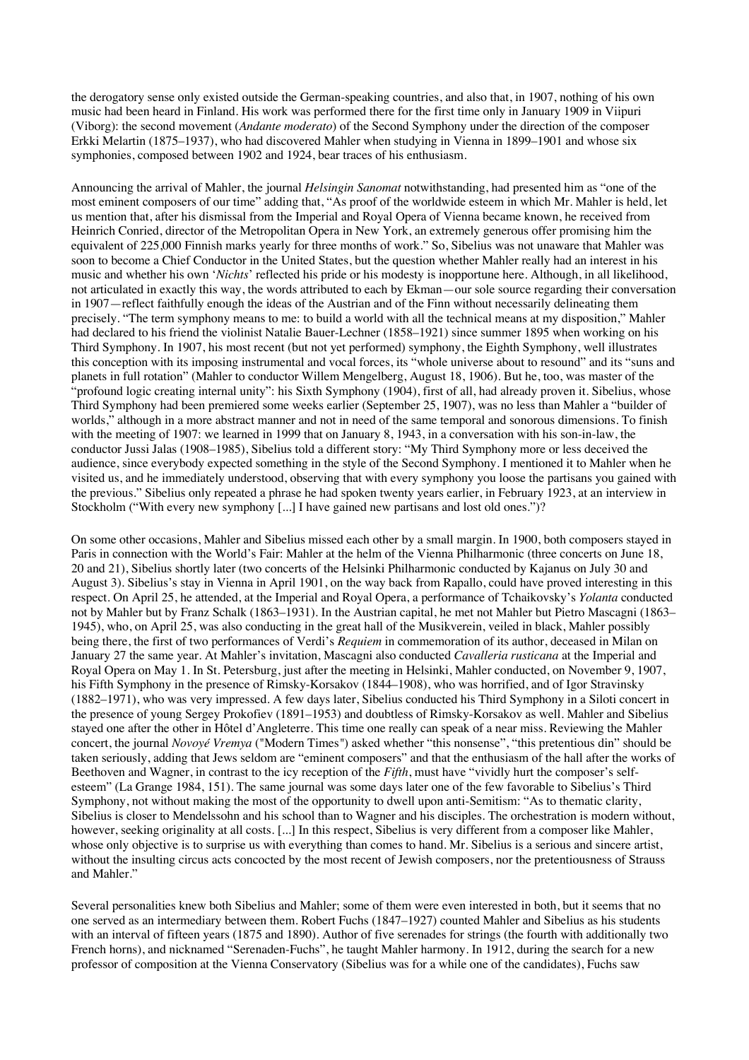the derogatory sense only existed outside the German-speaking countries, and also that, in 1907, nothing of his own music had been heard in Finland. His work was performed there for the first time only in January 1909 in Viipuri (Viborg): the second movement (*Andante moderato*) of the Second Symphony under the direction of the composer Erkki Melartin (1875–1937), who had discovered Mahler when studying in Vienna in 1899–1901 and whose six symphonies, composed between 1902 and 1924, bear traces of his enthusiasm.

Announcing the arrival of Mahler, the journal *Helsingin Sanomat* notwithstanding, had presented him as "one of the most eminent composers of our time" adding that, "As proof of the worldwide esteem in which Mr. Mahler is held, let us mention that, after his dismissal from the Imperial and Royal Opera of Vienna became known, he received from Heinrich Conried, director of the Metropolitan Opera in New York, an extremely generous offer promising him the equivalent of 225,000 Finnish marks yearly for three months of work." So, Sibelius was not unaware that Mahler was soon to become a Chief Conductor in the United States, but the question whether Mahler really had an interest in his music and whether his own '*Nichts*' reflected his pride or his modesty is inopportune here. Although, in all likelihood, not articulated in exactly this way, the words attributed to each by Ekman—our sole source regarding their conversation in 1907—reflect faithfully enough the ideas of the Austrian and of the Finn without necessarily delineating them precisely. "The term symphony means to me: to build a world with all the technical means at my disposition," Mahler had declared to his friend the violinist Natalie Bauer-Lechner (1858–1921) since summer 1895 when working on his Third Symphony. In 1907, his most recent (but not yet performed) symphony, the Eighth Symphony, well illustrates this conception with its imposing instrumental and vocal forces, its "whole universe about to resound" and its "suns and planets in full rotation" (Mahler to conductor Willem Mengelberg, August 18, 1906). But he, too, was master of the "profound logic creating internal unity": his Sixth Symphony (1904), first of all, had already proven it. Sibelius, whose Third Symphony had been premiered some weeks earlier (September 25, 1907), was no less than Mahler a "builder of worlds," although in a more abstract manner and not in need of the same temporal and sonorous dimensions. To finish with the meeting of 1907: we learned in 1999 that on January 8, 1943, in a conversation with his son-in-law, the conductor Jussi Jalas (1908–1985), Sibelius told a different story: "My Third Symphony more or less deceived the audience, since everybody expected something in the style of the Second Symphony. I mentioned it to Mahler when he visited us, and he immediately understood, observing that with every symphony you loose the partisans you gained with the previous." Sibelius only repeated a phrase he had spoken twenty years earlier, in February 1923, at an interview in Stockholm ("With every new symphony [...] I have gained new partisans and lost old ones.")?

On some other occasions, Mahler and Sibelius missed each other by a small margin. In 1900, both composers stayed in Paris in connection with the World's Fair: Mahler at the helm of the Vienna Philharmonic (three concerts on June 18, 20 and 21), Sibelius shortly later (two concerts of the Helsinki Philharmonic conducted by Kajanus on July 30 and August 3). Sibelius's stay in Vienna in April 1901, on the way back from Rapallo, could have proved interesting in this respect. On April 25, he attended, at the Imperial and Royal Opera, a performance of Tchaikovsky's *Yolanta* conducted not by Mahler but by Franz Schalk (1863–1931). In the Austrian capital, he met not Mahler but Pietro Mascagni (1863–1945), who, on April 25, was also conducting in the great hall of the Musikverein, veiled in black, Mahler possibly being there, the first of two performances of Verdi's *Requiem* in commemoration of its author, deceased in Milan on January 27 the same year. At Mahler's invitation, Mascagni also conducted *Cavalleria rusticana* at the Imperial and Royal Opera on May 1. In St. Petersburg, just after the meeting in Helsinki, Mahler conducted, on November 9, 1907, his Fifth Symphony in the presence of Rimsky-Korsakov (1844–1908), who was horrified, and of Igor Stravinsky (1882–1971), who was very impressed. A few days later, Sibelius conducted his Third Symphony in a Siloti concert in the presence of young Sergey Prokofiev (1891–1953) and doubtless of Rimsky-Korsakov as well. Mahler and Sibelius stayed one after the other in Hôtel d'Angleterre. This time one really can speak of a near miss. Reviewing the Mahler concert, the journal *Novoyé Vremya* ("Modern Times") asked whether "this nonsense", "this pretentious din" should be taken seriously, adding that Jews seldom are "eminent composers" and that the enthusiasm of the hall after the works of Beethoven and Wagner, in contrast to the icy reception of the *Fifth*, must have "vividly hurt the composer's self-esteem" (La Grange 1984, 151). The same journal was some days later one of the few favorable to Sibelius's Third Symphony, not without making the most of the opportunity to dwell upon anti-Semitism: "As to thematic clarity, Sibelius is closer to Mendelssohn and his school than to Wagner and his disciples. The orchestration is modern without, however, seeking originality at all costs. [...] In this respect, Sibelius is very different from a composer like Mahler, whose only objective is to surprise us with everything than comes to hand. Mr. Sibelius is a serious and sincere artist, without the insulting circus acts concocted by the most recent of Jewish composers, nor the pretentiousness of Strauss and Mahler."

Several personalities knew both Sibelius and Mahler; some of them were even interested in both, but it seems that no one served as an intermediary between them. Robert Fuchs (1847–1927) counted Mahler and Sibelius as his students with an interval of fifteen years (1875 and 1890). Author of five serenades for strings (the fourth with additionally two French horns), and nicknamed "Serenaden-Fuchs", he taught Mahler harmony. In 1912, during the search for a new professor of composition at the Vienna Conservatory (Sibelius was for a while one of the candidates), Fuchs saw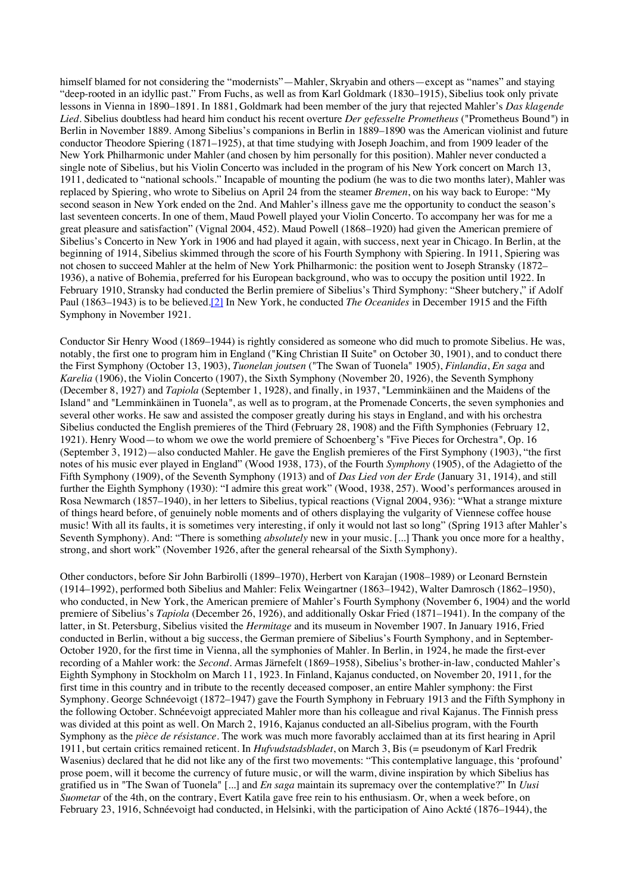himself blamed for not considering the "modernists"—Mahler, Skryabin and others—except as "names" and staying "deep-rooted in an idyllic past." From Fuchs, as well as from Karl Goldmark (1830–1915), Sibelius took only private lessons in Vienna in 1890–1891. In 1881, Goldmark had been member of the jury that rejected Mahler's *Das klagende Lied*. Sibelius doubtless had heard him conduct his recent overture *Der gefesselte Prometheus* ("Prometheus Bound") in Berlin in November 1889. Among Sibelius's companions in Berlin in 1889–1890 was the American violinist and future conductor Theodore Spiering (1871–1925), at that time studying with Joseph Joachim, and from 1909 leader of the New York Philharmonic under Mahler (and chosen by him personally for this position). Mahler never conducted a single note of Sibelius, but his Violin Concerto was included in the program of his New York concert on March 13, 1911, dedicated to "national schools." Incapable of mounting the podium (he was to die two months later), Mahler was replaced by Spiering, who wrote to Sibelius on April 24 from the steamer *Bremen*, on his way back to Europe: "My second season in New York ended on the 2nd. And Mahler's illness gave me the opportunity to conduct the season's last seventeen concerts. In one of them, Maud Powell played your Violin Concerto. To accompany her was for me a great pleasure and satisfaction" (Vignal 2004, 452). Maud Powell (1868–1920) had given the American premiere of Sibelius's Concerto in New York in 1906 and had played it again, with success, next year in Chicago. In Berlin, at the beginning of 1914, Sibelius skimmed through the score of his Fourth Symphony with Spiering. In 1911, Spiering was not chosen to succeed Mahler at the helm of New York Philharmonic: the position went to Joseph Stransky (1872–1936), a native of Bohemia, preferred for his European background, who was to occupy the position until 1922. In February 1910, Stransky had conducted the Berlin premiere of Sibelius's Third Symphony: "Sheer butchery," if Adolf Paul (1863–1943) is to be believed.[2] In New York, he conducted *The Oceanides* in December 1915 and the Fifth Symphony in November 1921.

Conductor Sir Henry Wood (1869–1944) is rightly considered as someone who did much to promote Sibelius. He was, notably, the first one to program him in England ("King Christian II Suite" on October 30, 1901), and to conduct there the First Symphony (October 13, 1903), *Tuonelan joutsen* ("The Swan of Tuonela" 1905), *Finlandia*, *En saga* and *Karelia* (1906), the Violin Concerto (1907), the Sixth Symphony (November 20, 1926), the Seventh Symphony (December 8, 1927) and *Tapiola* (September 1, 1928), and finally, in 1937, "Lemminkäinen and the Maidens of the Island" and "Lemminkäinen in Tuonela", as well as to program, at the Promenade Concerts, the seven symphonies and several other works. He saw and assisted the composer greatly during his stays in England, and with his orchestra Sibelius conducted the English premieres of the Third (February 28, 1908) and the Fifth Symphonies (February 12, 1921). Henry Wood—to whom we owe the world premiere of Schoenberg's "Five Pieces for Orchestra", Op. 16 (September 3, 1912)—also conducted Mahler. He gave the English premieres of the First Symphony (1903), "the first notes of his music ever played in England" (Wood 1938, 173), of the Fourth *Symphony* (1905), of the Adagietto of the Fifth Symphony (1909), of the Seventh Symphony (1913) and of *Das Lied von der Erde* (January 31, 1914), and still further the Eighth Symphony (1930): "I admire this great work" (Wood, 1938, 257). Wood's performances aroused in Rosa Newmarch (1857–1940), in her letters to Sibelius, typical reactions (Vignal 2004, 936): "What a strange mixture of things heard before, of genuinely noble moments and of others displaying the vulgarity of Viennese coffee house music! With all its faults, it is sometimes very interesting, if only it would not last so long" (Spring 1913 after Mahler's Seventh Symphony). And: "There is something *absolutely* new in your music. [...] Thank you once more for a healthy, strong, and short work" (November 1926, after the general rehearsal of the Sixth Symphony).

Other conductors, before Sir John Barbirolli (1899–1970), Herbert von Karajan (1908–1989) or Leonard Bernstein (1914–1992), performed both Sibelius and Mahler: Felix Weingartner (1863–1942), Walter Damrosch (1862–1950), who conducted, in New York, the American premiere of Mahler's Fourth Symphony (November 6, 1904) and the world premiere of Sibelius's *Tapiola* (December 26, 1926), and additionally Oskar Fried (1871–1941). In the company of the latter, in St. Petersburg, Sibelius visited the *Hermitage* and its museum in November 1907. In January 1916, Fried conducted in Berlin, without a big success, the German premiere of Sibelius's Fourth Symphony, and in September-October 1920, for the first time in Vienna, all the symphonies of Mahler. In Berlin, in 1924, he made the first-ever recording of a Mahler work: the *Second*. Armas Järnefelt (1869–1958), Sibelius's brother-in-law, conducted Mahler's Eighth Symphony in Stockholm on March 11, 1923. In Finland, Kajanus conducted, on November 20, 1911, for the first time in this country and in tribute to the recently deceased composer, an entire Mahler symphony: the First Symphony. George Schnéevoigt (1872–1947) gave the Fourth Symphony in February 1913 and the Fifth Symphony in the following October. Schnéevoigt appreciated Mahler more than his colleague and rival Kajanus. The Finnish press was divided at this point as well. On March 2, 1916, Kajanus conducted an all-Sibelius program, with the Fourth Symphony as the *pièce de résistance*. The work was much more favorably acclaimed than at its first hearing in April 1911, but certain critics remained reticent. In *Hufvudstadsbladet*, on March 3, Bis (= pseudonym of Karl Fredrik Wasenius) declared that he did not like any of the first two movements: "This contemplative language, this 'profound' prose poem, will it become the currency of future music, or will the warm, divine inspiration by which Sibelius has gratified us in "The Swan of Tuonela" [...] and *En saga* maintain its supremacy over the contemplative?" In *Uusi Suometar* of the 4th, on the contrary, Evert Katila gave free rein to his enthusiasm. Or, when a week before, on February 23, 1916, Schnéevoigt had conducted, in Helsinki, with the participation of Aino Ackté (1876–1944), the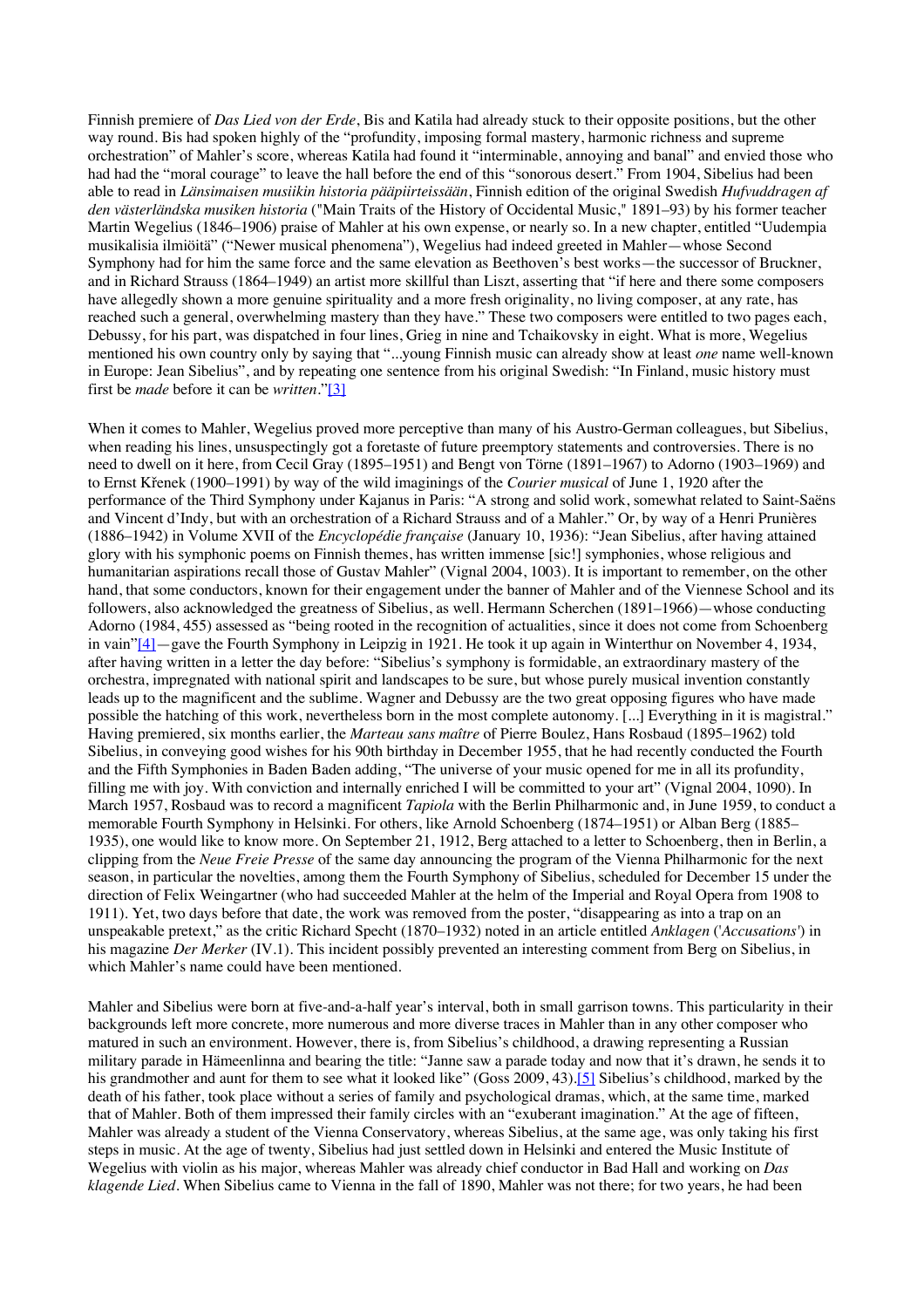Finnish premiere of *Das Lied von der Erde*, Bis and Katila had already stuck to their opposite positions, but the other way round. Bis had spoken highly of the "profundity, imposing formal mastery, harmonic richness and supreme orchestration" of Mahler's score, whereas Katila had found it "interminable, annoying and banal" and envied those who had had the "moral courage" to leave the hall before the end of this "sonorous desert." From 1904, Sibelius had been able to read in *Länsimaisen musiikin historia pääpiirteissään*, Finnish edition of the original Swedish *Hufvuddragen af den västerländska musiken historia* ("Main Traits of the History of Occidental Music," 1891–93) by his former teacher Martin Wegelius (1846–1906) praise of Mahler at his own expense, or nearly so. In a new chapter, entitled "Uudempia musikalisia ilmiöitä" ("Newer musical phenomena"), Wegelius had indeed greeted in Mahler—whose Second Symphony had for him the same force and the same elevation as Beethoven's best works—the successor of Bruckner, and in Richard Strauss (1864–1949) an artist more skillful than Liszt, asserting that "if here and there some composers have allegedly shown a more genuine spirituality and a more fresh originality, no living composer, at any rate, has reached such a general, overwhelming mastery than they have." These two composers were entitled to two pages each, Debussy, for his part, was dispatched in four lines, Grieg in nine and Tchaikovsky in eight. What is more, Wegelius mentioned his own country only by saying that "...young Finnish music can already show at least *one* name well-known in Europe: Jean Sibelius", and by repeating one sentence from his original Swedish: "In Finland, music history must first be *made* before it can be *written*."[3]

When it comes to Mahler, Wegelius proved more perceptive than many of his Austro-German colleagues, but Sibelius, when reading his lines, unsuspectingly got a foretaste of future preemptory statements and controversies. There is no need to dwell on it here, from Cecil Gray (1895–1951) and Bengt von Törne (1891–1967) to Adorno (1903–1969) and to Ernst Křenek (1900–1991) by way of the wild imaginings of the *Courier musical* of June 1, 1920 after the performance of the Third Symphony under Kajanus in Paris: "A strong and solid work, somewhat related to Saint-Saëns and Vincent d'Indy, but with an orchestration of a Richard Strauss and of a Mahler." Or, by way of a Henri Prunières (1886–1942) in Volume XVII of the *Encyclopédie française* (January 10, 1936): "Jean Sibelius, after having attained glory with his symphonic poems on Finnish themes, has written immense [sic!] symphonies, whose religious and humanitarian aspirations recall those of Gustav Mahler" (Vignal 2004, 1003). It is important to remember, on the other hand, that some conductors, known for their engagement under the banner of Mahler and of the Viennese School and its followers, also acknowledged the greatness of Sibelius, as well. Hermann Scherchen (1891–1966)—whose conducting Adorno (1984, 455) assessed as "being rooted in the recognition of actualities, since it does not come from Schoenberg in vain"[4]—gave the Fourth Symphony in Leipzig in 1921. He took it up again in Winterthur on November 4, 1934, after having written in a letter the day before: "Sibelius's symphony is formidable, an extraordinary mastery of the orchestra, impregnated with national spirit and landscapes to be sure, but whose purely musical invention constantly leads up to the magnificent and the sublime. Wagner and Debussy are the two great opposing figures who have made possible the hatching of this work, nevertheless born in the most complete autonomy. [...] Everything in it is magistral." Having premiered, six months earlier, the *Marteau sans maître* of Pierre Boulez, Hans Rosbaud (1895–1962) told Sibelius, in conveying good wishes for his 90th birthday in December 1955, that he had recently conducted the Fourth and the Fifth Symphonies in Baden Baden adding, "The universe of your music opened for me in all its profundity, filling me with joy. With conviction and internally enriched I will be committed to your art" (Vignal 2004, 1090). In March 1957, Rosbaud was to record a magnificent *Tapiola* with the Berlin Philharmonic and, in June 1959, to conduct a memorable Fourth Symphony in Helsinki. For others, like Arnold Schoenberg (1874–1951) or Alban Berg (1885–1935), one would like to know more. On September 21, 1912, Berg attached to a letter to Schoenberg, then in Berlin, a clipping from the *Neue Freie Presse* of the same day announcing the program of the Vienna Philharmonic for the next season, in particular the novelties, among them the Fourth Symphony of Sibelius, scheduled for December 15 under the direction of Felix Weingartner (who had succeeded Mahler at the helm of the Imperial and Royal Opera from 1908 to 1911). Yet, two days before that date, the work was removed from the poster, "disappearing as into a trap on an unspeakable pretext," as the critic Richard Specht (1870–1932) noted in an article entitled *Anklagen* ('*Accusations*') in his magazine *Der Merker* (IV.1). This incident possibly prevented an interesting comment from Berg on Sibelius, in which Mahler's name could have been mentioned.

Mahler and Sibelius were born at five-and-a-half year's interval, both in small garrison towns. This particularity in their backgrounds left more concrete, more numerous and more diverse traces in Mahler than in any other composer who matured in such an environment. However, there is, from Sibelius's childhood, a drawing representing a Russian military parade in Hämeenlinna and bearing the title: "Janne saw a parade today and now that it's drawn, he sends it to his grandmother and aunt for them to see what it looked like" (Goss 2009, 43).[5] Sibelius's childhood, marked by the death of his father, took place without a series of family and psychological dramas, which, at the same time, marked that of Mahler. Both of them impressed their family circles with an "exuberant imagination." At the age of fifteen, Mahler was already a student of the Vienna Conservatory, whereas Sibelius, at the same age, was only taking his first steps in music. At the age of twenty, Sibelius had just settled down in Helsinki and entered the Music Institute of Wegelius with violin as his major, whereas Mahler was already chief conductor in Bad Hall and working on *Das klagende Lied*. When Sibelius came to Vienna in the fall of 1890, Mahler was not there; for two years, he had been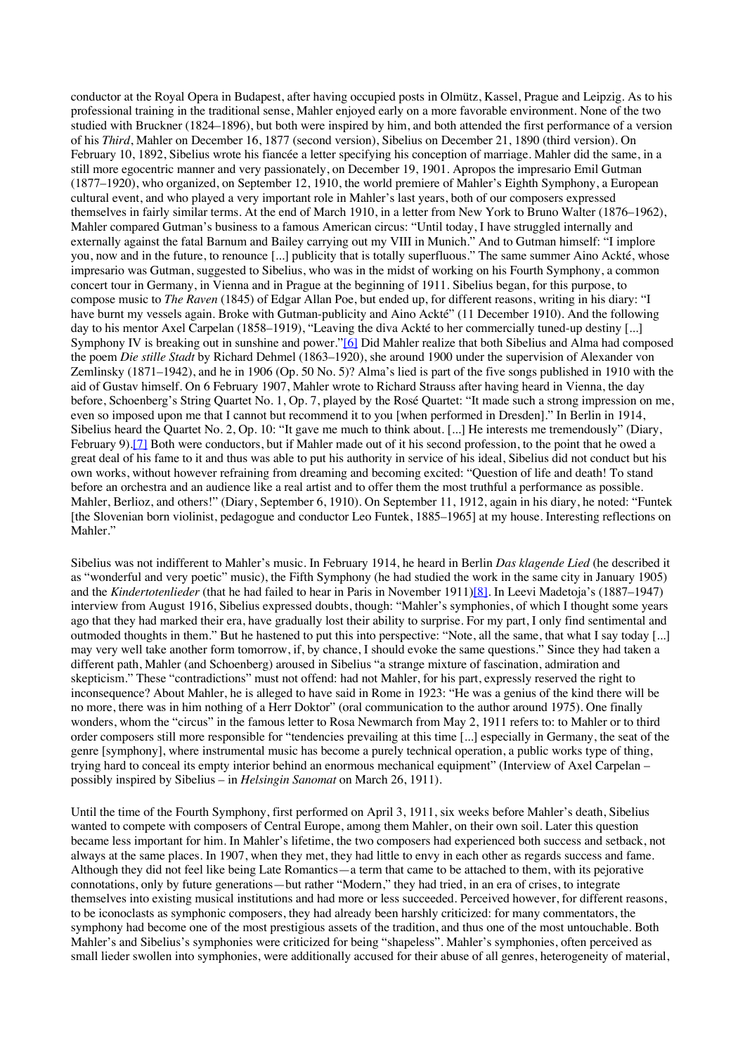conductor at the Royal Opera in Budapest, after having occupied posts in Olmütz, Kassel, Prague and Leipzig. As to his professional training in the traditional sense, Mahler enjoyed early on a more favorable environment. None of the two studied with Bruckner (1824–1896), but both were inspired by him, and both attended the first performance of a version of his *Third*, Mahler on December 16, 1877 (second version), Sibelius on December 21, 1890 (third version). On February 10, 1892, Sibelius wrote his fiancée a letter specifying his conception of marriage. Mahler did the same, in a still more egocentric manner and very passionately, on December 19, 1901. Apropos the impresario Emil Gutman (1877–1920), who organized, on September 12, 1910, the world premiere of Mahler's Eighth Symphony, a European cultural event, and who played a very important role in Mahler's last years, both of our composers expressed themselves in fairly similar terms. At the end of March 1910, in a letter from New York to Bruno Walter (1876–1962), Mahler compared Gutman's business to a famous American circus: "Until today, I have struggled internally and externally against the fatal Barnum and Bailey carrying out my VIII in Munich." And to Gutman himself: "I implore you, now and in the future, to renounce [...] publicity that is totally superfluous." The same summer Aino Ackté, whose impresario was Gutman, suggested to Sibelius, who was in the midst of working on his Fourth Symphony, a common concert tour in Germany, in Vienna and in Prague at the beginning of 1911. Sibelius began, for this purpose, to compose music to *The Raven* (1845) of Edgar Allan Poe, but ended up, for different reasons, writing in his diary: "I have burnt my vessels again. Broke with Gutman-publicity and Aino Ackté" (11 December 1910). And the following day to his mentor Axel Carpelan (1858–1919), "Leaving the diva Ackté to her commercially tuned-up destiny [...] Symphony IV is breaking out in sunshine and power."[6] Did Mahler realize that both Sibelius and Alma had composed the poem *Die stille Stadt* by Richard Dehmel (1863–1920), she around 1900 under the supervision of Alexander von Zemlinsky (1871–1942), and he in 1906 (Op. 50 No. 5)? Alma's lied is part of the five songs published in 1910 with the aid of Gustav himself. On 6 February 1907, Mahler wrote to Richard Strauss after having heard in Vienna, the day before, Schoenberg's String Quartet No. 1, Op. 7, played by the Rosé Quartet: "It made such a strong impression on me, even so imposed upon me that I cannot but recommend it to you [when performed in Dresden]." In Berlin in 1914, Sibelius heard the Quartet No. 2, Op. 10: "It gave me much to think about. [...] He interests me tremendously" (Diary, February 9).[7] Both were conductors, but if Mahler made out of it his second profession, to the point that he owed a great deal of his fame to it and thus was able to put his authority in service of his ideal, Sibelius did not conduct but his own works, without however refraining from dreaming and becoming excited: "Question of life and death! To stand before an orchestra and an audience like a real artist and to offer them the most truthful a performance as possible. Mahler, Berlioz, and others!" (Diary, September 6, 1910). On September 11, 1912, again in his diary, he noted: "Funtek [the Slovenian born violinist, pedagogue and conductor Leo Funtek, 1885–1965] at my house. Interesting reflections on Mahler."

Sibelius was not indifferent to Mahler's music. In February 1914, he heard in Berlin *Das klagende Lied* (he described it as "wonderful and very poetic" music), the Fifth Symphony (he had studied the work in the same city in January 1905) and the *Kindertotenlieder* (that he had failed to hear in Paris in November 1911)[8]. In Leevi Madetoja's (1887–1947) interview from August 1916, Sibelius expressed doubts, though: "Mahler's symphonies, of which I thought some years ago that they had marked their era, have gradually lost their ability to surprise. For my part, I only find sentimental and outmoded thoughts in them." But he hastened to put this into perspective: "Note, all the same, that what I say today [...] may very well take another form tomorrow, if, by chance, I should evoke the same questions." Since they had taken a different path, Mahler (and Schoenberg) aroused in Sibelius "a strange mixture of fascination, admiration and skepticism." These "contradictions" must not offend: had not Mahler, for his part, expressly reserved the right to inconsequence? About Mahler, he is alleged to have said in Rome in 1923: "He was a genius of the kind there will be no more, there was in him nothing of a Herr Doktor" (oral communication to the author around 1975). One finally wonders, whom the "circus" in the famous letter to Rosa Newmarch from May 2, 1911 refers to: to Mahler or to third order composers still more responsible for "tendencies prevailing at this time [...] especially in Germany, the seat of the genre [symphony], where instrumental music has become a purely technical operation, a public works type of thing, trying hard to conceal its empty interior behind an enormous mechanical equipment" (Interview of Axel Carpelan – possibly inspired by Sibelius – in *Helsingin Sanomat* on March 26, 1911).

Until the time of the Fourth Symphony, first performed on April 3, 1911, six weeks before Mahler's death, Sibelius wanted to compete with composers of Central Europe, among them Mahler, on their own soil. Later this question became less important for him. In Mahler's lifetime, the two composers had experienced both success and setback, not always at the same places. In 1907, when they met, they had little to envy in each other as regards success and fame. Although they did not feel like being Late Romantics—a term that came to be attached to them, with its pejorative connotations, only by future generations—but rather "Modern," they had tried, in an era of crises, to integrate themselves into existing musical institutions and had more or less succeeded. Perceived however, for different reasons, to be iconoclasts as symphonic composers, they had already been harshly criticized: for many commentators, the symphony had become one of the most prestigious assets of the tradition, and thus one of the most untouchable. Both Mahler's and Sibelius's symphonies were criticized for being "shapeless". Mahler's symphonies, often perceived as small lieder swollen into symphonies, were additionally accused for their abuse of all genres, heterogeneity of material,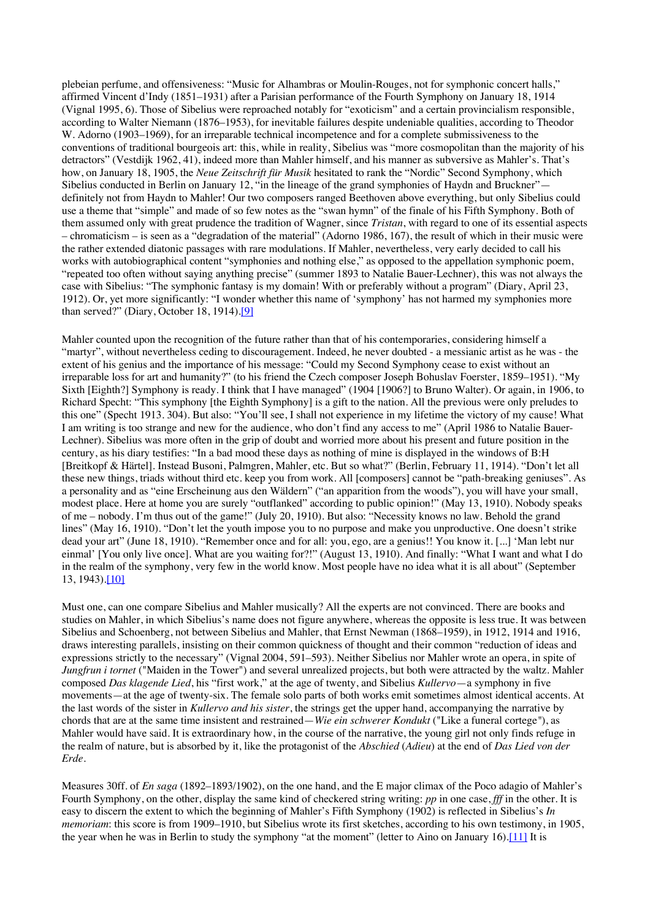plebeian perfume, and offensiveness: “Music for Alhambras or Moulin-Rouges, not for symphonic concert halls,” affirmed Vincent d’Indy (1851–1931) after a Parisian performance of the Fourth Symphony on January 18, 1914 (Vignal 1995, 6). Those of Sibelius were reproached notably for “exoticism” and a certain provincialism responsible, according to Walter Niemann (1876–1953), for inevitable failures despite undeniable qualities, according to Theodor W. Adorno (1903–1969), for an irreparable technical incompetence and for a complete submissiveness to the conventions of traditional bourgeois art: this, while in reality, Sibelius was “more cosmopolitan than the majority of his detractors” (Vestdijk 1962, 41), indeed more than Mahler himself, and his manner as subversive as Mahler’s. That’s how, on January 18, 1905, the *Neue Zeitschrift für Musik* hesitated to rank the “Nordic” Second Symphony, which Sibelius conducted in Berlin on January 12, “in the lineage of the grand symphonies of Haydn and Bruckner”—definitely not from Haydn to Mahler! Our two composers ranged Beethoven above everything, but only Sibelius could use a theme that “simple” and made of so few notes as the “swan hymn” of the finale of his Fifth Symphony. Both of them assumed only with great prudence the tradition of Wagner, since *Tristan*, with regard to one of its essential aspects – chromaticism – is seen as a “degradation of the material” (Adorno 1986, 167), the result of which in their music were the rather extended diatonic passages with rare modulations. If Mahler, nevertheless, very early decided to call his works with autobiographical content “symphonies and nothing else,” as opposed to the appellation symphonic poem, “repeated too often without saying anything precise” (summer 1893 to Natalie Bauer-Lechner), this was not always the case with Sibelius: “The symphonic fantasy is my domain! With or preferably without a program” (Diary, April 23, 1912). Or, yet more significantly: “I wonder whether this name of ‘symphony’ has not harmed my symphonies more than served?” (Diary, October 18, 1914).[9]

Mahler counted upon the recognition of the future rather than that of his contemporaries, considering himself a “martyr”, without nevertheless ceding to discouragement. Indeed, he never doubted - a messianic artist as he was - the extent of his genius and the importance of his message: “Could my Second Symphony cease to exist without an irreparable loss for art and humanity?” (to his friend the Czech composer Joseph Bohuslav Foerster, 1859–1951). “My Sixth [Eighth?] Symphony is ready. I think that I have managed” (1904 [1906?] to Bruno Walter). Or again, in 1906, to Richard Specht: “This symphony [the Eighth Symphony] is a gift to the nation. All the previous were only preludes to this one” (Specht 1913. 304). But also: “You’ll see, I shall not experience in my lifetime the victory of my cause! What I am writing is too strange and new for the audience, who don’t find any access to me” (April 1986 to Natalie Bauer-Lechner). Sibelius was more often in the grip of doubt and worried more about his present and future position in the century, as his diary testifies: “In a bad mood these days as nothing of mine is displayed in the windows of B:H [Breitkopf & Härtel]. Instead Busoni, Palmgren, Mahler, etc. But so what?” (Berlin, February 11, 1914). “Don’t let all these new things, triads without third etc. keep you from work. All [composers] cannot be “path-breaking geniuses”. As a personality and as “eine Erscheinung aus den Wäldern” (“an apparition from the woods”), you will have your small, modest place. Here at home you are surely “outflanked” according to public opinion!” (May 13, 1910). Nobody speaks of me – nobody. I’m thus out of the game!” (July 20, 1910). But also: “Necessity knows no law. Behold the grand lines” (May 16, 1910). “Don’t let the youth impose you to no purpose and make you unproductive. One doesn’t strike dead your art” (June 18, 1910). “Remember once and for all: you, ego, are a genius!! You know it. [...] ‘Man lebt nur einmal’ [You only live once]. What are you waiting for?!” (August 13, 1910). And finally: “What I want and what I do in the realm of the symphony, very few in the world know. Most people have no idea what it is all about” (September 13, 1943).[10]

Must one, can one compare Sibelius and Mahler musically? All the experts are not convinced. There are books and studies on Mahler, in which Sibelius’s name does not figure anywhere, whereas the opposite is less true. It was between Sibelius and Schoenberg, not between Sibelius and Mahler, that Ernst Newman (1868–1959), in 1912, 1914 and 1916, draws interesting parallels, insisting on their common quickness of thought and their common “reduction of ideas and expressions strictly to the necessary” (Vignal 2004, 591–593). Neither Sibelius nor Mahler wrote an opera, in spite of *Jungfrun i tornet* ("Maiden in the Tower") and several unrealized projects, but both were attracted by the waltz. Mahler composed *Das klagende Lied*, his “first work,” at the age of twenty, and Sibelius *Kullervo*—a symphony in five movements—at the age of twenty-six. The female solo parts of both works emit sometimes almost identical accents. At the last words of the sister in *Kullervo and his sister*, the strings get the upper hand, accompanying the narrative by chords that are at the same time insistent and restrained—*Wie ein schwerer Kondukt* ("Like a funeral cortege"), as Mahler would have said. It is extraordinary how, in the course of the narrative, the young girl not only finds refuge in the realm of nature, but is absorbed by it, like the protagonist of the *Abschied* (*Adieu*) at the end of *Das Lied von der Erde*.

Measures 30ff. of *En saga* (1892–1893/1902), on the one hand, and the E major climax of the Poco adagio of Mahler’s Fourth Symphony, on the other, display the same kind of checkered string writing: *pp* in one case, *fff* in the other. It is easy to discern the extent to which the beginning of Mahler’s Fifth Symphony (1902) is reflected in Sibelius’s *In memoriam*: this score is from 1909–1910, but Sibelius wrote its first sketches, according to his own testimony, in 1905, the year when he was in Berlin to study the symphony “at the moment” (letter to Aino on January 16).[11] It is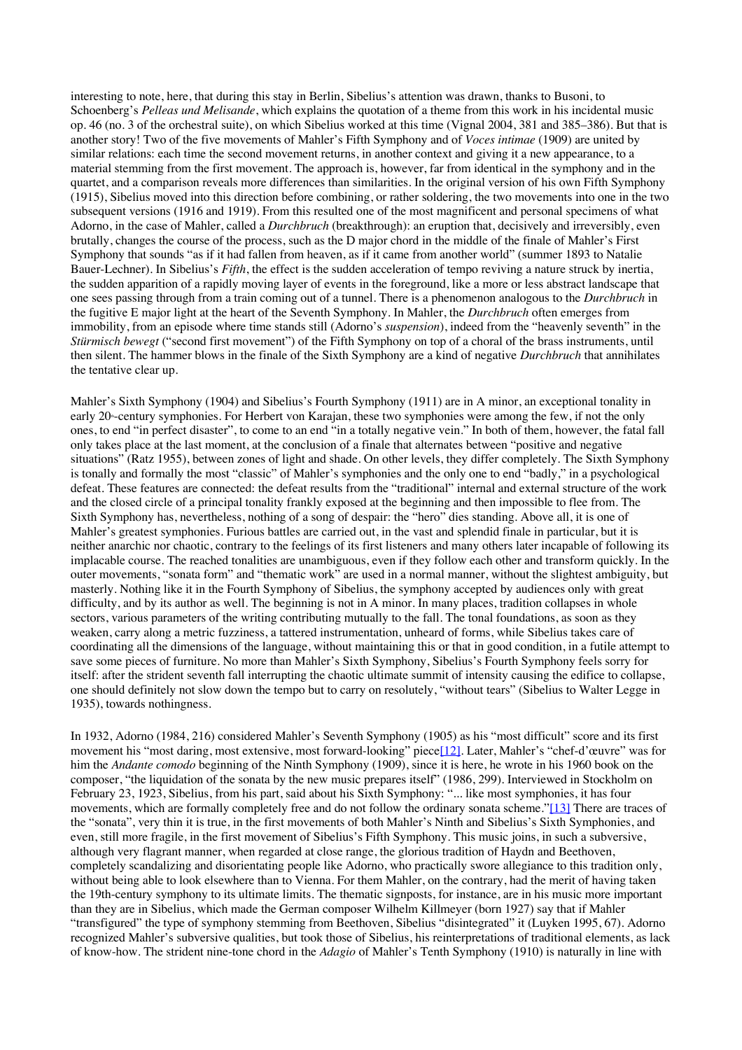interesting to note, here, that during this stay in Berlin, Sibelius's attention was drawn, thanks to Busoni, to Schoenberg's *Pelleas und Melisande*, which explains the quotation of a theme from this work in his incidental music op. 46 (no. 3 of the orchestral suite), on which Sibelius worked at this time (Vignal 2004, 381 and 385–386). But that is another story! Two of the five movements of Mahler's Fifth Symphony and of *Voces intimae* (1909) are united by similar relations: each time the second movement returns, in another context and giving it a new appearance, to a material stemming from the first movement. The approach is, however, far from identical in the symphony and in the quartet, and a comparison reveals more differences than similarities. In the original version of his own Fifth Symphony (1915), Sibelius moved into this direction before combining, or rather soldering, the two movements into one in the two subsequent versions (1916 and 1919). From this resulted one of the most magnificent and personal specimens of what Adorno, in the case of Mahler, called a *Durchbruch* (breakthrough): an eruption that, decisively and irreversibly, even brutally, changes the course of the process, such as the D major chord in the middle of the finale of Mahler's First Symphony that sounds "as if it had fallen from heaven, as if it came from another world" (summer 1893 to Natalie Bauer-Lechner). In Sibelius's *Fifth*, the effect is the sudden acceleration of tempo reviving a nature struck by inertia, the sudden apparition of a rapidly moving layer of events in the foreground, like a more or less abstract landscape that one sees passing through from a train coming out of a tunnel. There is a phenomenon analogous to the *Durchbruch* in the fugitive E major light at the heart of the Seventh Symphony. In Mahler, the *Durchbruch* often emerges from immobility, from an episode where time stands still (Adorno's *suspension*), indeed from the "heavenly seventh" in the *Stürmisch bewegt* ("second first movement") of the Fifth Symphony on top of a choral of the brass instruments, until then silent. The hammer blows in the finale of the Sixth Symphony are a kind of negative *Durchbruch* that annihilates the tentative clear up.

Mahler's Sixth Symphony (1904) and Sibelius's Fourth Symphony (1911) are in A minor, an exceptional tonality in early 20th-century symphonies. For Herbert von Karajan, these two symphonies were among the few, if not the only ones, to end "in perfect disaster", to come to an end "in a totally negative vein." In both of them, however, the fatal fall only takes place at the last moment, at the conclusion of a finale that alternates between "positive and negative situations" (Ratz 1955), between zones of light and shade. On other levels, they differ completely. The Sixth Symphony is tonally and formally the most "classic" of Mahler's symphonies and the only one to end "badly," in a psychological defeat. These features are connected: the defeat results from the "traditional" internal and external structure of the work and the closed circle of a principal tonality frankly exposed at the beginning and then impossible to flee from. The Sixth Symphony has, nevertheless, nothing of a song of despair: the "hero" dies standing. Above all, it is one of Mahler's greatest symphonies. Furious battles are carried out, in the vast and splendid finale in particular, but it is neither anarchic nor chaotic, contrary to the feelings of its first listeners and many others later incapable of following its implacable course. The reached tonalities are unambiguous, even if they follow each other and transform quickly. In the outer movements, "sonata form" and "thematic work" are used in a normal manner, without the slightest ambiguity, but masterly. Nothing like it in the Fourth Symphony of Sibelius, the symphony accepted by audiences only with great difficulty, and by its author as well. The beginning is not in A minor. In many places, tradition collapses in whole sectors, various parameters of the writing contributing mutually to the fall. The tonal foundations, as soon as they weaken, carry along a metric fuzziness, a tattered instrumentation, unheard of forms, while Sibelius takes care of coordinating all the dimensions of the language, without maintaining this or that in good condition, in a futile attempt to save some pieces of furniture. No more than Mahler's Sixth Symphony, Sibelius's Fourth Symphony feels sorry for itself: after the strident seventh fall interrupting the chaotic ultimate summit of intensity causing the edifice to collapse, one should definitely not slow down the tempo but to carry on resolutely, "without tears" (Sibelius to Walter Legge in 1935), towards nothingness.

In 1932, Adorno (1984, 216) considered Mahler's Seventh Symphony (1905) as his "most difficult" score and its first movement his "most daring, most extensive, most forward-looking" piece[12]. Later, Mahler's "chef-d'œuvre" was for him the *Andante comodo* beginning of the Ninth Symphony (1909), since it is here, he wrote in his 1960 book on the composer, "the liquidation of the sonata by the new music prepares itself" (1986, 299). Interviewed in Stockholm on February 23, 1923, Sibelius, from his part, said about his Sixth Symphony: "... like most symphonies, it has four movements, which are formally completely free and do not follow the ordinary sonata scheme."[13] There are traces of the "sonata", very thin it is true, in the first movements of both Mahler's Ninth and Sibelius's Sixth Symphonies, and even, still more fragile, in the first movement of Sibelius's Fifth Symphony. This music joins, in such a subversive, although very flagrant manner, when regarded at close range, the glorious tradition of Haydn and Beethoven, completely scandalizing and disorientating people like Adorno, who practically swore allegiance to this tradition only, without being able to look elsewhere than to Vienna. For them Mahler, on the contrary, had the merit of having taken the 19th-century symphony to its ultimate limits. The thematic signposts, for instance, are in his music more important than they are in Sibelius, which made the German composer Wilhelm Killmeyer (born 1927) say that if Mahler "transfigured" the type of symphony stemming from Beethoven, Sibelius "disintegrated" it (Luyken 1995, 67). Adorno recognized Mahler's subversive qualities, but took those of Sibelius, his reinterpretations of traditional elements, as lack of know-how. The strident nine-tone chord in the *Adagio* of Mahler's Tenth Symphony (1910) is naturally in line with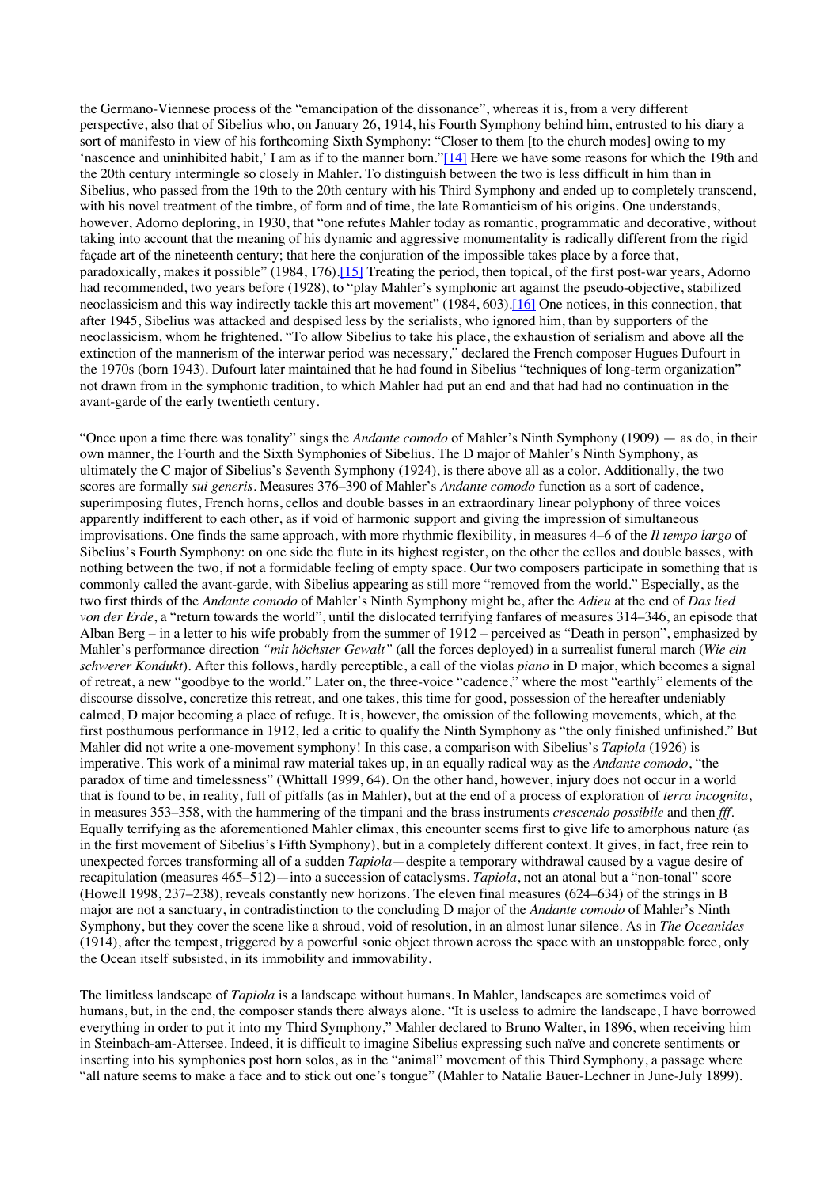the Germano-Viennese process of the "emancipation of the dissonance", whereas it is, from a very different perspective, also that of Sibelius who, on January 26, 1914, his Fourth Symphony behind him, entrusted to his diary a sort of manifesto in view of his forthcoming Sixth Symphony: "Closer to them [to the church modes] owing to my 'nascence and uninhibited habit,' I am as if to the manner born."[14] Here we have some reasons for which the 19th and the 20th century intermingle so closely in Mahler. To distinguish between the two is less difficult in him than in Sibelius, who passed from the 19th to the 20th century with his Third Symphony and ended up to completely transcend, with his novel treatment of the timbre, of form and of time, the late Romanticism of his origins. One understands, however, Adorno deploring, in 1930, that "one refutes Mahler today as romantic, programmatic and decorative, without taking into account that the meaning of his dynamic and aggressive monumentality is radically different from the rigid façade art of the nineteenth century; that here the conjuration of the impossible takes place by a force that, paradoxically, makes it possible" (1984, 176).[15] Treating the period, then topical, of the first post-war years, Adorno had recommended, two years before (1928), to "play Mahler's symphonic art against the pseudo-objective, stabilized neoclassicism and this way indirectly tackle this art movement" (1984, 603).[16] One notices, in this connection, that after 1945, Sibelius was attacked and despised less by the serialists, who ignored him, than by supporters of the neoclassicism, whom he frightened. "To allow Sibelius to take his place, the exhaustion of serialism and above all the extinction of the mannerism of the interwar period was necessary," declared the French composer Hugues Dufourt in the 1970s (born 1943). Dufourt later maintained that he had found in Sibelius "techniques of long-term organization" not drawn from in the symphonic tradition, to which Mahler had put an end and that had had no continuation in the avant-garde of the early twentieth century.

"Once upon a time there was tonality" sings the *Andante comodo* of Mahler's Ninth Symphony (1909) — as do, in their own manner, the Fourth and the Sixth Symphonies of Sibelius. The D major of Mahler's Ninth Symphony, as ultimately the C major of Sibelius's Seventh Symphony (1924), is there above all as a color. Additionally, the two scores are formally *sui generis*. Measures 376–390 of Mahler's *Andante comodo* function as a sort of cadence, superimposing flutes, French horns, cellos and double basses in an extraordinary linear polyphony of three voices apparently indifferent to each other, as if void of harmonic support and giving the impression of simultaneous improvisations. One finds the same approach, with more rhythmic flexibility, in measures 4–6 of the *Il tempo largo* of Sibelius's Fourth Symphony: on one side the flute in its highest register, on the other the cellos and double basses, with nothing between the two, if not a formidable feeling of empty space. Our two composers participate in something that is commonly called the avant-garde, with Sibelius appearing as still more "removed from the world." Especially, as the two first thirds of the *Andante comodo* of Mahler's Ninth Symphony might be, after the *Adieu* at the end of *Das lied von der Erde*, a "return towards the world", until the dislocated terrifying fanfares of measures 314–346, an episode that Alban Berg – in a letter to his wife probably from the summer of 1912 – perceived as "Death in person", emphasized by Mahler's performance direction *"mit höchster Gewalt"* (all the forces deployed) in a surrealist funeral march (*Wie ein schwerer Kondukt*). After this follows, hardly perceptible, a call of the violas *piano* in D major, which becomes a signal of retreat, a new "goodbye to the world." Later on, the three-voice "cadence," where the most "earthly" elements of the discourse dissolve, concretize this retreat, and one takes, this time for good, possession of the hereafter undeniably calmed, D major becoming a place of refuge. It is, however, the omission of the following movements, which, at the first posthumous performance in 1912, led a critic to qualify the Ninth Symphony as "the only finished unfinished." But Mahler did not write a one-movement symphony! In this case, a comparison with Sibelius's *Tapiola* (1926) is imperative. This work of a minimal raw material takes up, in an equally radical way as the *Andante comodo*, "the paradox of time and timelessness" (Whittall 1999, 64). On the other hand, however, injury does not occur in a world that is found to be, in reality, full of pitfalls (as in Mahler), but at the end of a process of exploration of *terra incognita*, in measures 353–358, with the hammering of the timpani and the brass instruments *crescendo possibile* and then *fff*. Equally terrifying as the aforementioned Mahler climax, this encounter seems first to give life to amorphous nature (as in the first movement of Sibelius's Fifth Symphony), but in a completely different context. It gives, in fact, free rein to unexpected forces transforming all of a sudden *Tapiola*—despite a temporary withdrawal caused by a vague desire of recapitulation (measures 465–512)—into a succession of cataclysms. *Tapiola*, not an atonal but a "non-tonal" score (Howell 1998, 237–238), reveals constantly new horizons. The eleven final measures (624–634) of the strings in B major are not a sanctuary, in contradistinction to the concluding D major of the *Andante comodo* of Mahler's Ninth Symphony, but they cover the scene like a shroud, void of resolution, in an almost lunar silence. As in *The Oceanides* (1914), after the tempest, triggered by a powerful sonic object thrown across the space with an unstoppable force, only the Ocean itself subsisted, in its immobility and immovability.

The limitless landscape of *Tapiola* is a landscape without humans. In Mahler, landscapes are sometimes void of humans, but, in the end, the composer stands there always alone. "It is useless to admire the landscape, I have borrowed everything in order to put it into my Third Symphony," Mahler declared to Bruno Walter, in 1896, when receiving him in Steinbach-am-Attersee. Indeed, it is difficult to imagine Sibelius expressing such naïve and concrete sentiments or inserting into his symphonies post horn solos, as in the "animal" movement of this Third Symphony, a passage where "all nature seems to make a face and to stick out one's tongue" (Mahler to Natalie Bauer-Lechner in June-July 1899).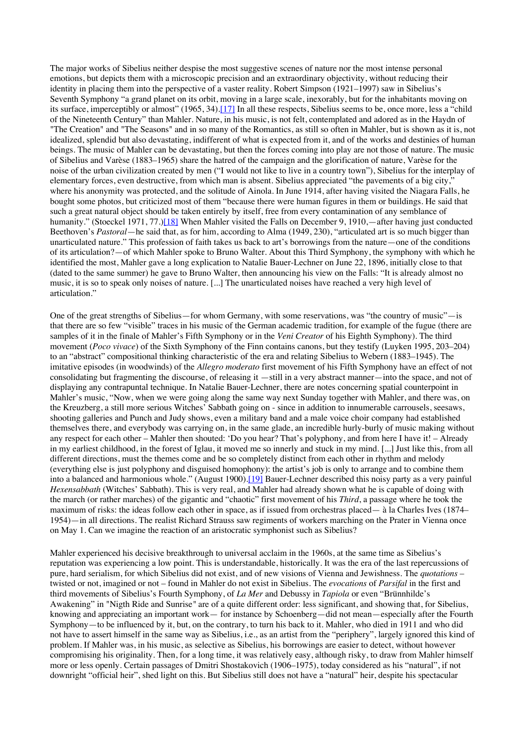The major works of Sibelius neither despise the most suggestive scenes of nature nor the most intense personal emotions, but depicts them with a microscopic precision and an extraordinary objectivity, without reducing their identity in placing them into the perspective of a vaster reality. Robert Simpson (1921–1997) saw in Sibelius's Seventh Symphony "a grand planet on its orbit, moving in a large scale, inexorably, but for the inhabitants moving on its surface, imperceptibly or almost" (1965, 34).[17] In all these respects, Sibelius seems to be, once more, less a "child of the Nineteenth Century" than Mahler. Nature, in his music, is not felt, contemplated and adored as in the Haydn of "The Creation" and "The Seasons" and in so many of the Romantics, as still so often in Mahler, but is shown as it is, not idealized, splendid but also devastating, indifferent of what is expected from it, and of the works and destinies of human beings. The music of Mahler can be devastating, but then the forces coming into play are not those of nature. The music of Sibelius and Varèse (1883–1965) share the hatred of the campaign and the glorification of nature, Varèse for the noise of the urban civilization created by men ("I would not like to live in a country town"), Sibelius for the interplay of elementary forces, even destructive, from which man is absent. Sibelius appreciated "the pavements of a big city," where his anonymity was protected, and the solitude of Ainola. In June 1914, after having visited the Niagara Falls, he bought some photos, but criticized most of them "because there were human figures in them or buildings. He said that such a great natural object should be taken entirely by itself, free from every contamination of any semblance of humanity." (Stoeckel 1971, 77.)[18] When Mahler visited the Falls on December 9, 1910,—after having just conducted Beethoven's *Pastoral*—he said that, as for him, according to Alma (1949, 230), "articulated art is so much bigger than unarticulated nature." This profession of faith takes us back to art's borrowings from the nature—one of the conditions of its articulation?—of which Mahler spoke to Bruno Walter. About this Third Symphony, the symphony with which he identified the most, Mahler gave a long explication to Natalie Bauer-Lechner on June 22, 1896, initially close to that (dated to the same summer) he gave to Bruno Walter, then announcing his view on the Falls: "It is already almost no music, it is so to speak only noises of nature. [...] The unarticulated noises have reached a very high level of articulation."

One of the great strengths of Sibelius—for whom Germany, with some reservations, was "the country of music"—is that there are so few "visible" traces in his music of the German academic tradition, for example of the fugue (there are samples of it in the finale of Mahler's Fifth Symphony or in the *Veni Creator* of his Eighth Symphony). The third movement (*Poco vivace*) of the Sixth Symphony of the Finn contains canons, but they testify (Luyken 1995, 203–204) to an "abstract" compositional thinking characteristic of the era and relating Sibelius to Webern (1883–1945). The imitative episodes (in woodwinds) of the *Allegro moderato* first movement of his Fifth Symphony have an effect of not consolidating but fragmenting the discourse, of releasing it —still in a very abstract manner—into the space, and not of displaying any contrapuntal technique. In Natalie Bauer-Lechner, there are notes concerning spatial counterpoint in Mahler's music, "Now, when we were going along the same way next Sunday together with Mahler, and there was, on the Kreuzberg, a still more serious Witches' Sabbath going on - since in addition to innumerable carrousels, seesaws, shooting galleries and Punch and Judy shows, even a military band and a male voice choir company had established themselves there, and everybody was carrying on, in the same glade, an incredible hurly-burly of music making without any respect for each other – Mahler then shouted: 'Do you hear? That's polyphony, and from here I have it! – Already in my earliest childhood, in the forest of Iglau, it moved me so innerly and stuck in my mind. [...] Just like this, from all different directions, must the themes come and be so completely distinct from each other in rhythm and melody (everything else is just polyphony and disguised homophony): the artist's job is only to arrange and to combine them into a balanced and harmonious whole." (August 1900).[19] Bauer-Lechner described this noisy party as a very painful *Hexensabbath* (Witches' Sabbath). This is very real, and Mahler had already shown what he is capable of doing with the march (or rather marches) of the gigantic and "chaotic" first movement of his *Third*, a passage where he took the maximum of risks: the ideas follow each other in space, as if issued from orchestras placed— à la Charles Ives (1874–1954)—in all directions. The realist Richard Strauss saw regiments of workers marching on the Prater in Vienna once on May 1. Can we imagine the reaction of an aristocratic symphonist such as Sibelius?

Mahler experienced his decisive breakthrough to universal acclaim in the 1960s, at the same time as Sibelius's reputation was experiencing a low point. This is understandable, historically. It was the era of the last repercussions of pure, hard serialism, for which Sibelius did not exist, and of new visions of Vienna and Jewishness. The *quotations* – twisted or not, imagined or not – found in Mahler do not exist in Sibelius. The *evocations* of *Parsifal* in the first and third movements of Sibelius's Fourth Symphony, of *La Mer* and Debussy in *Tapiola* or even "Brünnhilde's Awakening" in "Nigth Ride and Sunrise" are of a quite different order: less significant, and showing that, for Sibelius, knowing and appreciating an important work— for instance by Schoenberg—did not mean—especially after the Fourth Symphony—to be influenced by it, but, on the contrary, to turn his back to it. Mahler, who died in 1911 and who did not have to assert himself in the same way as Sibelius, i.e., as an artist from the "periphery", largely ignored this kind of problem. If Mahler was, in his music, as selective as Sibelius, his borrowings are easier to detect, without however compromising his originality. Then, for a long time, it was relatively easy, although risky, to draw from Mahler himself more or less openly. Certain passages of Dmitri Shostakovich (1906–1975), today considered as his "natural", if not downright "official heir", shed light on this. But Sibelius still does not have a "natural" heir, despite his spectacular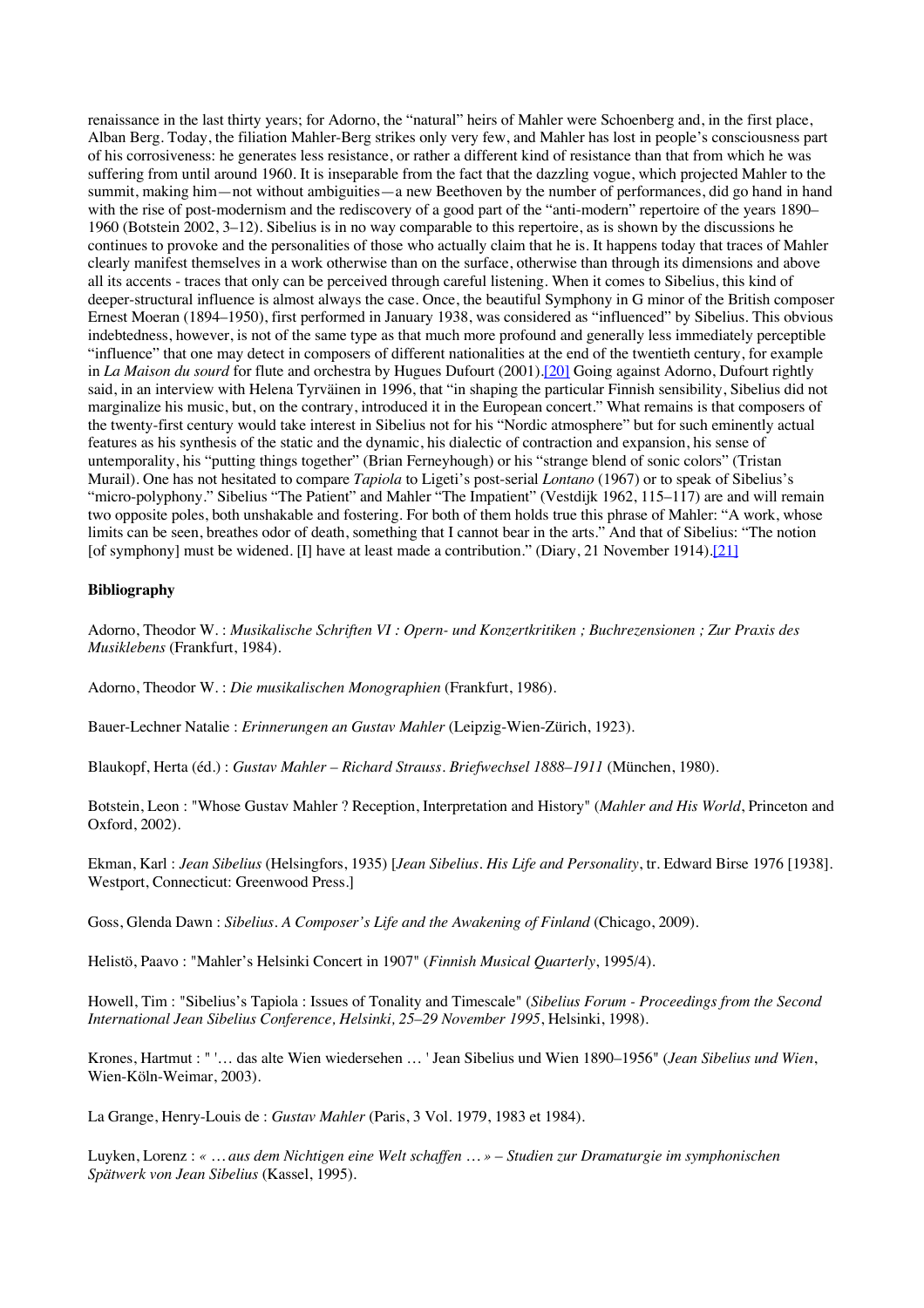renaissance in the last thirty years; for Adorno, the "natural" heirs of Mahler were Schoenberg and, in the first place, Alban Berg. Today, the filiation Mahler-Berg strikes only very few, and Mahler has lost in people's consciousness part of his corrosiveness: he generates less resistance, or rather a different kind of resistance than that from which he was suffering from until around 1960. It is inseparable from the fact that the dazzling vogue, which projected Mahler to the summit, making him—not without ambiguities—a new Beethoven by the number of performances, did go hand in hand with the rise of post-modernism and the rediscovery of a good part of the "anti-modern" repertoire of the years 1890–1960 (Botstein 2002, 3–12). Sibelius is in no way comparable to this repertoire, as is shown by the discussions he continues to provoke and the personalities of those who actually claim that he is. It happens today that traces of Mahler clearly manifest themselves in a work otherwise than on the surface, otherwise than through its dimensions and above all its accents - traces that only can be perceived through careful listening. When it comes to Sibelius, this kind of deeper-structural influence is almost always the case. Once, the beautiful Symphony in G minor of the British composer Ernest Moeran (1894–1950), first performed in January 1938, was considered as "influenced" by Sibelius. This obvious indebtedness, however, is not of the same type as that much more profound and generally less immediately perceptible "influence" that one may detect in composers of different nationalities at the end of the twentieth century, for example in *La Maison du sourd* for flute and orchestra by Hugues Dufourt (2001).[20] Going against Adorno, Dufourt rightly said, in an interview with Helena Tyrväinen in 1996, that "in shaping the particular Finnish sensibility, Sibelius did not marginalize his music, but, on the contrary, introduced it in the European concert." What remains is that composers of the twenty-first century would take interest in Sibelius not for his "Nordic atmosphere" but for such eminently actual features as his synthesis of the static and the dynamic, his dialectic of contraction and expansion, his sense of untemporality, his "putting things together" (Brian Ferneyhough) or his "strange blend of sonic colors" (Tristan Murail). One has not hesitated to compare *Tapiola* to Ligeti's post-serial *Lontano* (1967) or to speak of Sibelius's "micro-polyphony." Sibelius "The Patient" and Mahler "The Impatient" (Vestdijk 1962, 115–117) are and will remain two opposite poles, both unshakable and fostering. For both of them holds true this phrase of Mahler: "A work, whose limits can be seen, breathes odor of death, something that I cannot bear in the arts." And that of Sibelius: "The notion [of symphony] must be widened. [I] have at least made a contribution." (Diary, 21 November 1914).[21]

**Bibliography**

Adorno, Theodor W. : *Musikalische Schriften VI : Opern- und Konzertkritiken ; Buchrezensionen ; Zur Praxis des Musiklebens* (Frankfurt, 1984).

Adorno, Theodor W. : *Die musikalischen Monographien* (Frankfurt, 1986).

Bauer-Lechner Natalie : *Erinnerungen an Gustav Mahler* (Leipzig-Wien-Zürich, 1923).

Blaukopf, Herta (éd.) : *Gustav Mahler – Richard Strauss. Briefwechsel 1888–1911* (München, 1980).

Botstein, Leon : "Whose Gustav Mahler ? Reception, Interpretation and History" (*Mahler and His World*, Princeton and Oxford, 2002).

Ekman, Karl : *Jean Sibelius* (Helsingfors, 1935) [*Jean Sibelius. His Life and Personality*, tr. Edward Birse 1976 [1938]. Westport, Connecticut: Greenwood Press.]

Goss, Glenda Dawn : *Sibelius. A Composer's Life and the Awakening of Finland* (Chicago, 2009).

Helistö, Paavo : "Mahler's Helsinki Concert in 1907" (*Finnish Musical Quarterly*, 1995/4).

Howell, Tim : "Sibelius's Tapiola : Issues of Tonality and Timescale" (*Sibelius Forum - Proceedings from the Second International Jean Sibelius Conference, Helsinki, 25–29 November 1995*, Helsinki, 1998).

Krones, Hartmut : " '… das alte Wien wiedersehen … ' Jean Sibelius und Wien 1890–1956" (*Jean Sibelius und Wien*, Wien-Köln-Weimar, 2003).

La Grange, Henry-Louis de : *Gustav Mahler* (Paris, 3 Vol. 1979, 1983 et 1984).

Luyken, Lorenz : *« … aus dem Nichtigen eine Welt schaffen … » – Studien zur Dramaturgie im symphonischen Spätwerk von Jean Sibelius* (Kassel, 1995).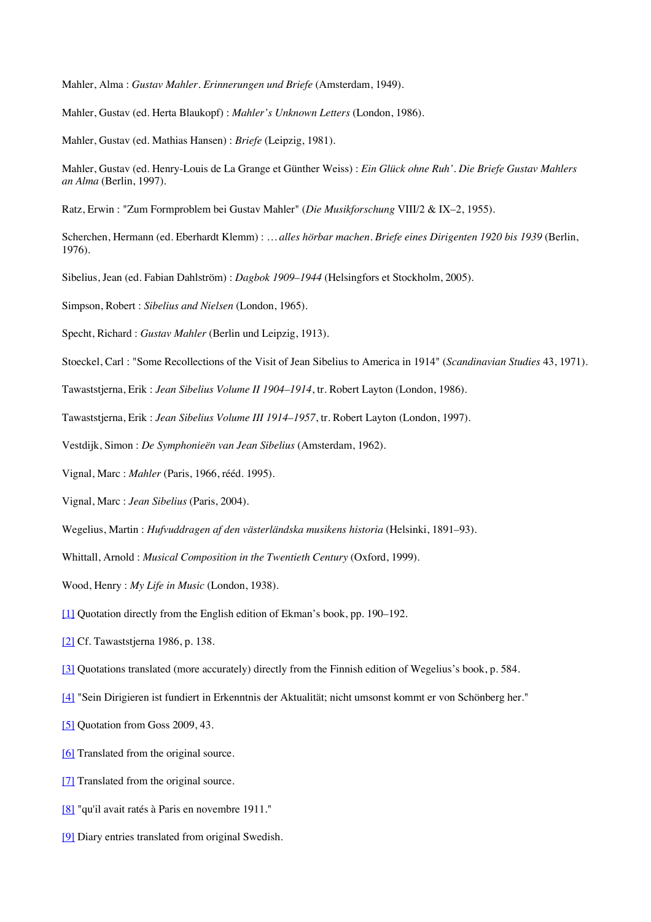Mahler, Alma : *Gustav Mahler. Erinnerungen und Briefe* (Amsterdam, 1949).

Mahler, Gustav (ed. Herta Blaukopf) : *Mahler's Unknown Letters* (London, 1986).

Mahler, Gustav (ed. Mathias Hansen) : *Briefe* (Leipzig, 1981).

Mahler, Gustav (ed. Henry-Louis de La Grange et Günther Weiss) : *Ein Glück ohne Ruh'. Die Briefe Gustav Mahlers an Alma* (Berlin, 1997).

Ratz, Erwin : "Zum Formproblem bei Gustav Mahler" (*Die Musikforschung* VIII/2 & IX–2, 1955).

Scherchen, Hermann (ed. Eberhardt Klemm) : *… alles hörbar machen. Briefe eines Dirigenten 1920 bis 1939* (Berlin, 1976).

Sibelius, Jean (ed. Fabian Dahlström) : *Dagbok 1909–1944* (Helsingfors et Stockholm, 2005).

Simpson, Robert : *Sibelius and Nielsen* (London, 1965).

Specht, Richard : *Gustav Mahler* (Berlin und Leipzig, 1913).

Stoeckel, Carl : "Some Recollections of the Visit of Jean Sibelius to America in 1914" (*Scandinavian Studies* 43, 1971).

Tawaststjerna, Erik : *Jean Sibelius Volume II 1904–1914*, tr. Robert Layton (London, 1986).

Tawaststjerna, Erik : *Jean Sibelius Volume III 1914–1957*, tr. Robert Layton (London, 1997).

Vestdijk, Simon : *De Symphonieën van Jean Sibelius* (Amsterdam, 1962).

Vignal, Marc : *Mahler* (Paris, 1966, rééd. 1995).

Vignal, Marc : *Jean Sibelius* (Paris, 2004).

Wegelius, Martin : *Hufvuddragen af den västerländska musikens historia* (Helsinki, 1891–93).

Whittall, Arnold : *Musical Composition in the Twentieth Century* (Oxford, 1999).

Wood, Henry : *My Life in Music* (London, 1938).

[1] Quotation directly from the English edition of Ekman's book, pp. 190–192.

[2] Cf. Tawaststjerna 1986, p. 138.

[3] Quotations translated (more accurately) directly from the Finnish edition of Wegelius's book, p. 584.

[4] "Sein Dirigieren ist fundiert in Erkenntnis der Aktualität; nicht umsonst kommt er von Schönberg her."

[5] Quotation from Goss 2009, 43.

[6] Translated from the original source.

[7] Translated from the original source.

[8] "qu'il avait ratés à Paris en novembre 1911."

[9] Diary entries translated from original Swedish.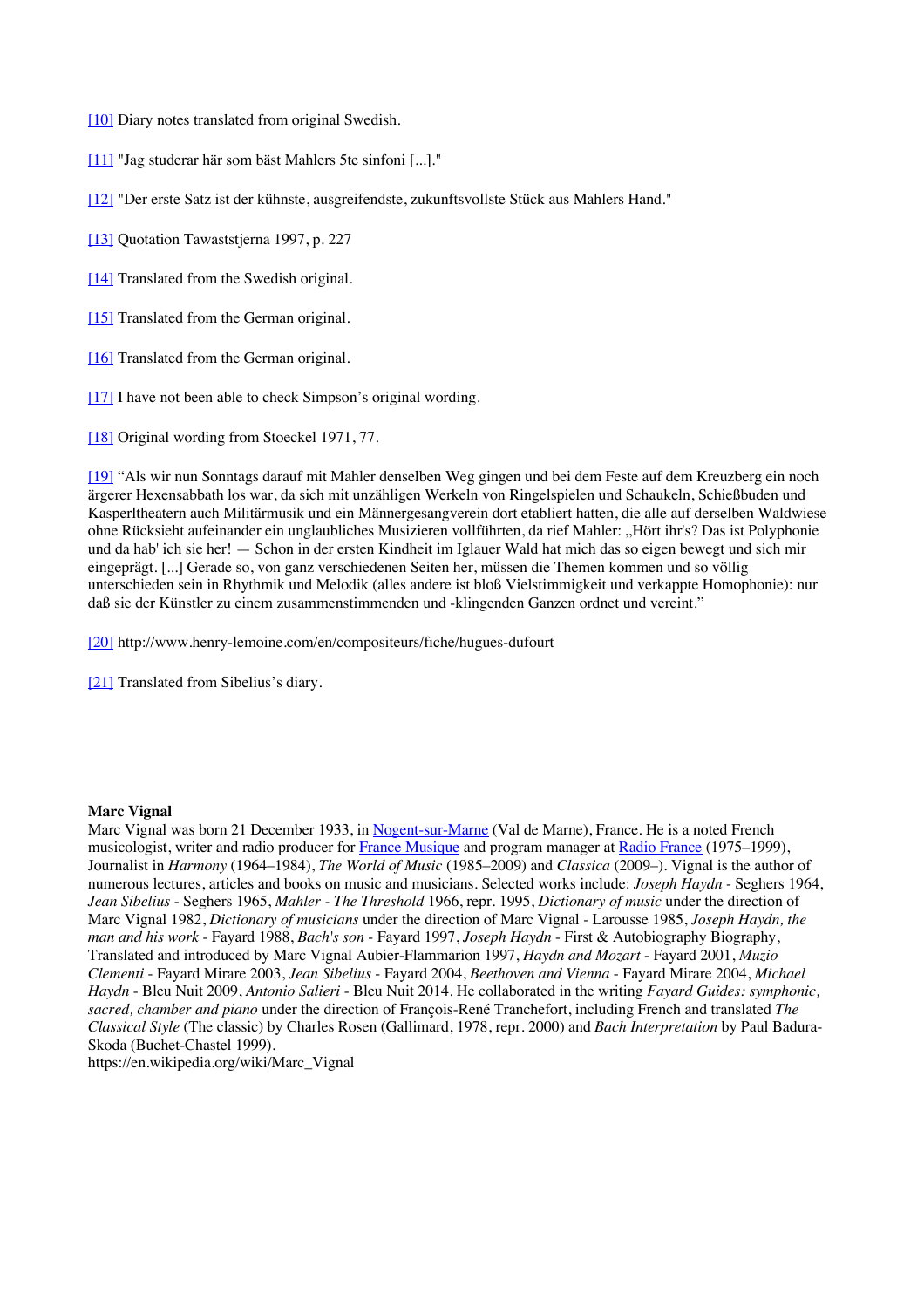[10] Diary notes translated from original Swedish.

[11] "Jag studerar här som bäst Mahlers 5te sinfoni [...]."

[12] "Der erste Satz ist der kühnste, ausgreifendste, zukunftsvollste Stück aus Mahlers Hand."

[13] Quotation Tawaststjerna 1997, p. 227

[14] Translated from the Swedish original.

[15] Translated from the German original.

[16] Translated from the German original.

[17] I have not been able to check Simpson's original wording.

[18] Original wording from Stoeckel 1971, 77.

[19] "Als wir nun Sonntags darauf mit Mahler denselben Weg gingen und bei dem Feste auf dem Kreuzberg ein noch ärgerer Hexensabbath los war, da sich mit unzähligen Werkeln von Ringelspielen und Schaukeln, Schießbuden und Kasperltheatern auch Militärmusik und ein Männergesangverein dort etabliert hatten, die alle auf derselben Waldwiese ohne Rücksicht aufeinander ein unglaubliches Musizieren vollführten, da rief Mahler: „Hört ihr's? Das ist Polyphonie und da hab' ich sie her! — Schon in der ersten Kindheit im Iglauer Wald hat mich das so eigen bewegt und sich mir eingeprägt. [...] Gerade so, von ganz verschiedenen Seiten her, müssen die Themen kommen und so völlig unterschieden sein in Rhythmik und Melodik (alles andere ist bloß Vielstimmigkeit und verkappte Homophonie): nur daß sie der Künstler zu einem zusammenstimmenden und -klingenden Ganzen ordnet und vereint."

[20] http://www.henry-lemoine.com/en/compositeurs/fiche/hugues-dufourt

[21] Translated from Sibelius's diary.

**Marc Vignal**
Marc Vignal was born 21 December 1933, in Nogent-sur-Marne (Val de Marne), France. He is a noted French musicologist, writer and radio producer for France Musique and program manager at Radio France (1975–1999), Journalist in *Harmony* (1964–1984), *The World of Music* (1985–2009) and *Classica* (2009–). Vignal is the author of numerous lectures, articles and books on music and musicians. Selected works include: *Joseph Haydn* - Seghers 1964, *Jean Sibelius* - Seghers 1965, *Mahler - The Threshold* 1966, repr. 1995, *Dictionary of music* under the direction of Marc Vignal 1982, *Dictionary of musicians* under the direction of Marc Vignal - Larousse 1985, *Joseph Haydn, the man and his work* - Fayard 1988, *Bach's son* - Fayard 1997, *Joseph Haydn* - First & Autobiography Biography, Translated and introduced by Marc Vignal Aubier-Flammarion 1997, *Haydn and Mozart* - Fayard 2001, *Muzio Clementi* - Fayard Mirare 2003, *Jean Sibelius* - Fayard 2004, *Beethoven and Vienna* - Fayard Mirare 2004, *Michael Haydn* - Bleu Nuit 2009, *Antonio Salieri* - Bleu Nuit 2014. He collaborated in the writing *Fayard Guides: symphonic, sacred, chamber and piano* under the direction of François-René Tranchefort, including French and translated *The Classical Style* (The classic) by Charles Rosen (Gallimard, 1978, repr. 2000) and *Bach Interpretation* by Paul Badura-Skoda (Buchet-Chastel 1999).
https://en.wikipedia.org/wiki/Marc_Vignal